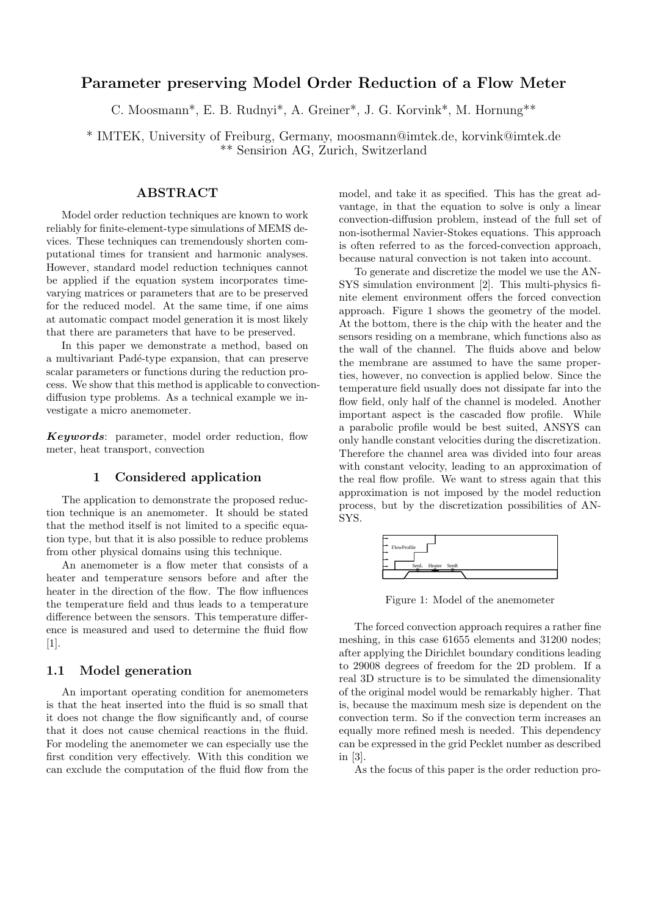# Parameter preserving Model Order Reduction of a Flow Meter

C. Moosmann*, E. B. Rudnyi*, A. Greiner*, J. G. Korvink*, M. Hornung**

* IMTEK, University of Freiburg, Germany, moosmann@imtek.de, korvink@imtek.de
** Sensirion AG, Zurich, Switzerland

## ABSTRACT

Model order reduction techniques are known to work reliably for finite-element-type simulations of MEMS devices. These techniques can tremendously shorten computational times for transient and harmonic analyses. However, standard model reduction techniques cannot be applied if the equation system incorporates time-varying matrices or parameters that are to be preserved for the reduced model. At the same time, if one aims at automatic compact model generation it is most likely that there are parameters that have to be preserved.

In this paper we demonstrate a method, based on a multivariant Padé-type expansion, that can preserve scalar parameters or functions during the reduction process. We show that this method is applicable to convection-diffusion type problems. As a technical example we investigate a micro anemometer.

***Keywords***: parameter, model order reduction, flow meter, heat transport, convection

## 1 Considered application

The application to demonstrate the proposed reduction technique is an anemometer. It should be stated that the method itself is not limited to a specific equation type, but that it is also possible to reduce problems from other physical domains using this technique.

An anemometer is a flow meter that consists of a heater and temperature sensors before and after the heater in the direction of the flow. The flow influences the temperature field and thus leads to a temperature difference between the sensors. This temperature difference is measured and used to determine the fluid flow [1].

### 1.1 Model generation

An important operating condition for anemometers is that the heat inserted into the fluid is so small that it does not change the flow significantly and, of course that it does not cause chemical reactions in the fluid. For modeling the anemometer we can especially use the first condition very effectively. With this condition we can exclude the computation of the fluid flow from the model, and take it as specified. This has the great advantage, in that the equation to solve is only a linear convection-diffusion problem, instead of the full set of non-isothermal Navier-Stokes equations. This approach is often referred to as the forced-convection approach, because natural convection is not taken into account.

To generate and discretize the model we use the ANSYS simulation environment [2]. This multi-physics finite element environment offers the forced convection approach. Figure 1 shows the geometry of the model. At the bottom, there is the chip with the heater and the sensors residing on a membrane, which functions also as the wall of the channel. The fluids above and below the membrane are assumed to have the same properties, however, no convection is applied below. Since the temperature field usually does not dissipate far into the flow field, only half of the channel is modeled. Another important aspect is the cascaded flow profile. While a parabolic profile would be best suited, ANSYS can only handle constant velocities during the discretization. Therefore the channel area was divided into four areas with constant velocity, leading to an approximation of the real flow profile. We want to stress again that this approximation is not imposed by the model reduction process, but by the discretization possibilities of ANSYS.

Figure 1: Model of the anemometer

The forced convection approach requires a rather fine meshing, in this case 61655 elements and 31200 nodes; after applying the Dirichlet boundary conditions leading to 29008 degrees of freedom for the 2D problem. If a real 3D structure is to be simulated the dimensionality of the original model would be remarkably higher. That is, because the maximum mesh size is dependent on the convection term. So if the convection term increases an equally more refined mesh is needed. This dependency can be expressed in the grid Pecklet number as described in [3].

As the focus of this paper is the order reduction pro-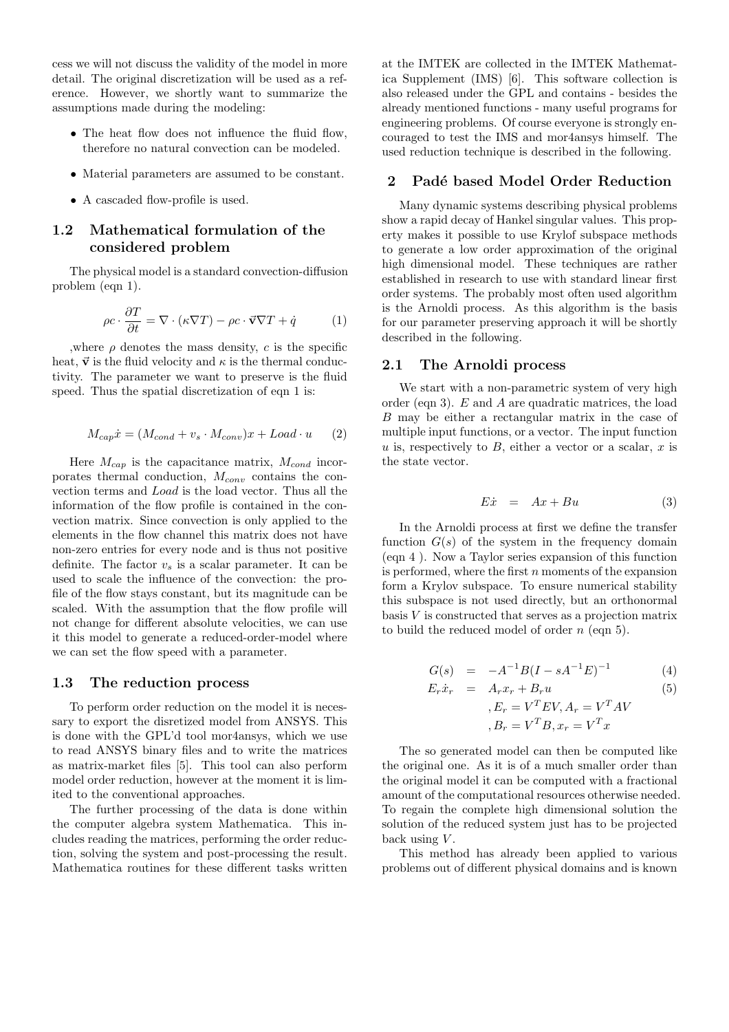cess we will not discuss the validity of the model in more detail. The original discretization will be used as a reference. However, we shortly want to summarize the assumptions made during the modeling:

- The heat flow does not influence the fluid flow, therefore no natural convection can be modeled.
- Material parameters are assumed to be constant.
- A cascaded flow-profile is used.

### 1.2 Mathematical formulation of the considered problem

The physical model is a standard convection-diffusion problem (eqn 1).

$$\rho c \cdot \frac{\partial T}{\partial t} = \nabla \cdot (\kappa \nabla T) - \rho c \cdot \vec{\mathbf{v}} \nabla T + \dot{q} \tag{1}$$

,where $\rho$ denotes the mass density, $c$ is the specific heat, $\vec{\mathbf{v}}$ is the fluid velocity and $\kappa$ is the thermal conductivity. The parameter we want to preserve is the fluid speed. Thus the spatial discretization of eqn 1 is:

$$M_{cap}\dot{x} = (M_{cond} + v_s \cdot M_{conv})x + Load \cdot u \tag{2}$$

Here $M_{cap}$ is the capacitance matrix, $M_{cond}$ incorporates thermal conduction, $M_{conv}$ contains the convection terms and $Load$ is the load vector. Thus all the information of the flow profile is contained in the convection matrix. Since convection is only applied to the elements in the flow channel this matrix does not have non-zero entries for every node and is thus not positive definite. The factor $v_s$ is a scalar parameter. It can be used to scale the influence of the convection: the profile of the flow stays constant, but its magnitude can be scaled. With the assumption that the flow profile will not change for different absolute velocities, we can use it this model to generate a reduced-order-model where we can set the flow speed with a parameter.

### 1.3 The reduction process

To perform order reduction on the model it is necessary to export the disretized model from ANSYS. This is done with the GPL'd tool mor4ansys, which we use to read ANSYS binary files and to write the matrices as matrix-market files [5]. This tool can also perform model order reduction, however at the moment it is limited to the conventional approaches.

The further processing of the data is done within the computer algebra system Mathematica. This includes reading the matrices, performing the order reduction, solving the system and post-processing the result. Mathematica routines for these different tasks written at the IMTEK are collected in the IMTEK Mathematica Supplement (IMS) [6]. This software collection is also released under the GPL and contains - besides the already mentioned functions - many useful programs for engineering problems. Of course everyone is strongly encouraged to test the IMS and mor4ansys himself. The used reduction technique is described in the following.

## 2 Padé based Model Order Reduction

Many dynamic systems describing physical problems show a rapid decay of Hankel singular values. This property makes it possible to use Krylof subspace methods to generate a low order approximation of the original high dimensional model. These techniques are rather established in research to use with standard linear first order systems. The probably most often used algorithm is the Arnoldi process. As this algorithm is the basis for our parameter preserving approach it will be shortly described in the following.

### 2.1 The Arnoldi process

We start with a non-parametric system of very high order (eqn 3). $E$ and $A$ are quadratic matrices, the load $B$ may be either a rectangular matrix in the case of multiple input functions, or a vector. The input function $u$ is, respectively to $B$, either a vector or a scalar, $x$ is the state vector.

$$E\dot{x} \quad = \quad Ax + Bu \tag{3}$$

In the Arnoldi process at first we define the transfer function $G(s)$ of the system in the frequency domain (eqn 4 ). Now a Taylor series expansion of this function is performed, where the first $n$ moments of the expansion form a Krylov subspace. To ensure numerical stability this subspace is not used directly, but an orthonormal basis $V$ is constructed that serves as a projection matrix to build the reduced model of order $n$ (eqn 5).

$$G(s) \quad = \quad -A^{-1}B(I - sA^{-1}E)^{-1} \tag{4}$$

$$E_r\dot{x}_r \quad = \quad A_r x_r + B_r u \tag{5}$$

$$, E_r = V^T E V, A_r = V^T A V$$

$$, B_r = V^T B, x_r = V^T x$$

The so generated model can then be computed like the original one. As it is of a much smaller order than the original model it can be computed with a fractional amount of the computational resources otherwise needed. To regain the complete high dimensional solution the solution of the reduced system just has to be projected back using $V$.

This method has already been applied to various problems out of different physical domains and is known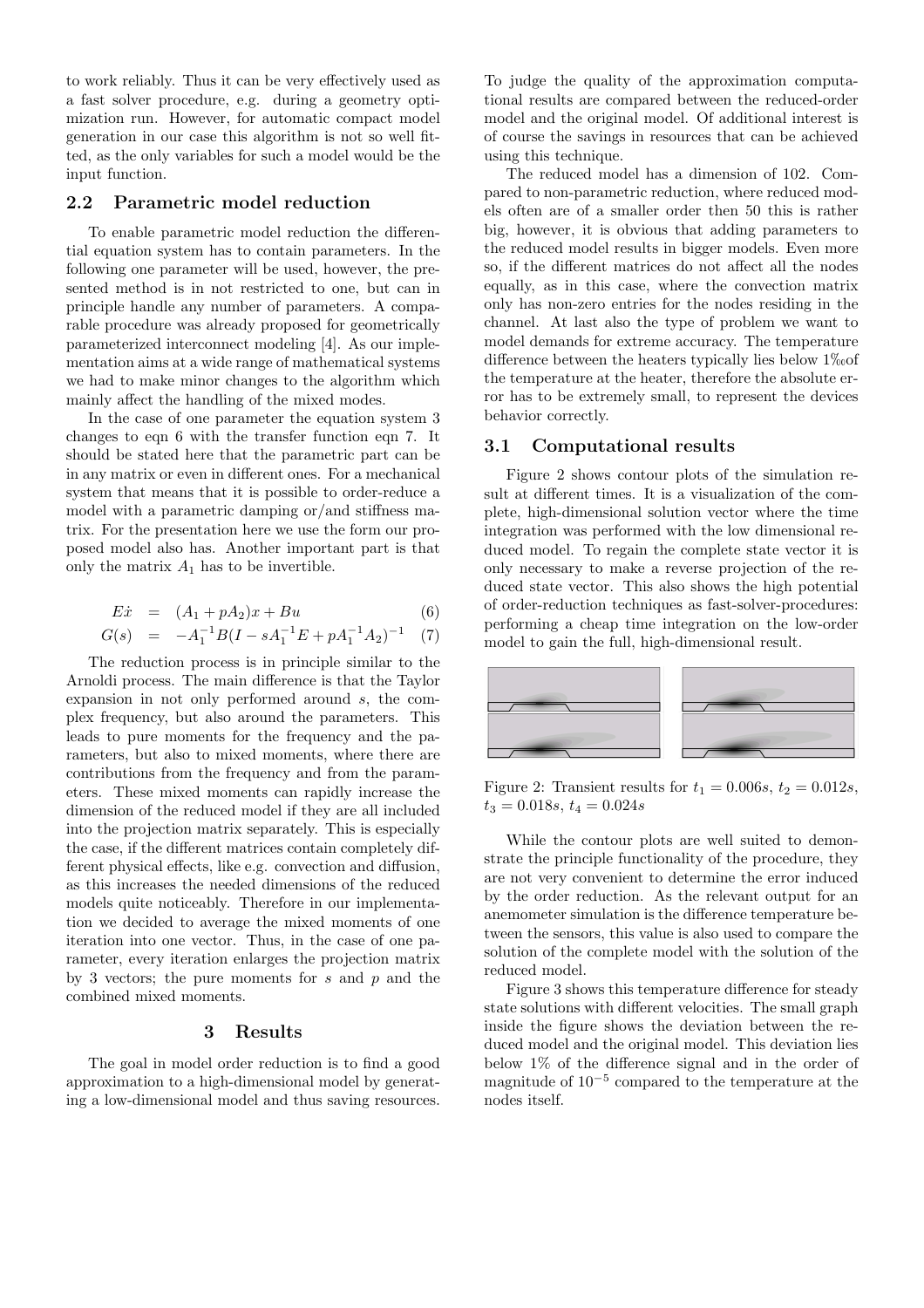to work reliably. Thus it can be very effectively used as a fast solver procedure, e.g. during a geometry optimization run. However, for automatic compact model generation in our case this algorithm is not so well fitted, as the only variables for such a model would be the input function.

## 2.2 Parametric model reduction

To enable parametric model reduction the differential equation system has to contain parameters. In the following one parameter will be used, however, the presented method is in not restricted to one, but can in principle handle any number of parameters. A comparable procedure was already proposed for geometrically parameterized interconnect modeling [4]. As our implementation aims at a wide range of mathematical systems we had to make minor changes to the algorithm which mainly affect the handling of the mixed modes.

In the case of one parameter the equation system 3 changes to eqn 6 with the transfer function eqn 7. It should be stated here that the parametric part can be in any matrix or even in different ones. For a mechanical system that means that it is possible to order-reduce a model with a parametric damping or/and stiffness matrix. For the presentation here we use the form our proposed model also has. Another important part is that only the matrix $A_1$ has to be invertible.

$$E\dot{x} = (A_1 + pA_2)x + Bu \quad (6)$$

$$G(s) = -A_1^{-1}B(I - sA_1^{-1}E + pA_1^{-1}A_2)^{-1} \quad (7)$$

The reduction process is in principle similar to the Arnoldi process. The main difference is that the Taylor expansion in not only performed around $s$, the complex frequency, but also around the parameters. This leads to pure moments for the frequency and the parameters, but also to mixed moments, where there are contributions from the frequency and from the parameters. These mixed moments can rapidly increase the dimension of the reduced model if they are all included into the projection matrix separately. This is especially the case, if the different matrices contain completely different physical effects, like e.g. convection and diffusion, as this increases the needed dimensions of the reduced models quite noticeably. Therefore in our implementation we decided to average the mixed moments of one iteration into one vector. Thus, in the case of one parameter, every iteration enlarges the projection matrix by 3 vectors; the pure moments for $s$ and $p$ and the combined mixed moments.

# 3 Results

The goal in model order reduction is to find a good approximation to a high-dimensional model by generating a low-dimensional model and thus saving resources. To judge the quality of the approximation computational results are compared between the reduced-order model and the original model. Of additional interest is of course the savings in resources that can be achieved using this technique.

The reduced model has a dimension of 102. Compared to non-parametric reduction, where reduced models often are of a smaller order then 50 this is rather big, however, it is obvious that adding parameters to the reduced model results in bigger models. Even more so, if the different matrices do not affect all the nodes equally, as in this case, where the convection matrix only has non-zero entries for the nodes residing in the channel. At last also the type of problem we want to model demands for extreme accuracy. The temperature difference between the heaters typically lies below 1‰of the temperature at the heater, therefore the absolute error has to be extremely small, to represent the devices behavior correctly.

## 3.1 Computational results

Figure 2 shows contour plots of the simulation result at different times. It is a visualization of the complete, high-dimensional solution vector where the time integration was performed with the low dimensional reduced model. To regain the complete state vector it is only necessary to make a reverse projection of the reduced state vector. This also shows the high potential of order-reduction techniques as fast-solver-procedures: performing a cheap time integration on the low-order model to gain the full, high-dimensional result.

Figure 2: Transient results for $t_1 = 0.006s$, $t_2 = 0.012s$, $t_3 = 0.018s$, $t_4 = 0.024s$

While the contour plots are well suited to demonstrate the principle functionality of the procedure, they are not very convenient to determine the error induced by the order reduction. As the relevant output for an anemometer simulation is the difference temperature between the sensors, this value is also used to compare the solution of the complete model with the solution of the reduced model.

Figure 3 shows this temperature difference for steady state solutions with different velocities. The small graph inside the figure shows the deviation between the reduced model and the original model. This deviation lies below 1% of the difference signal and in the order of magnitude of $10^{-5}$ compared to the temperature at the nodes itself.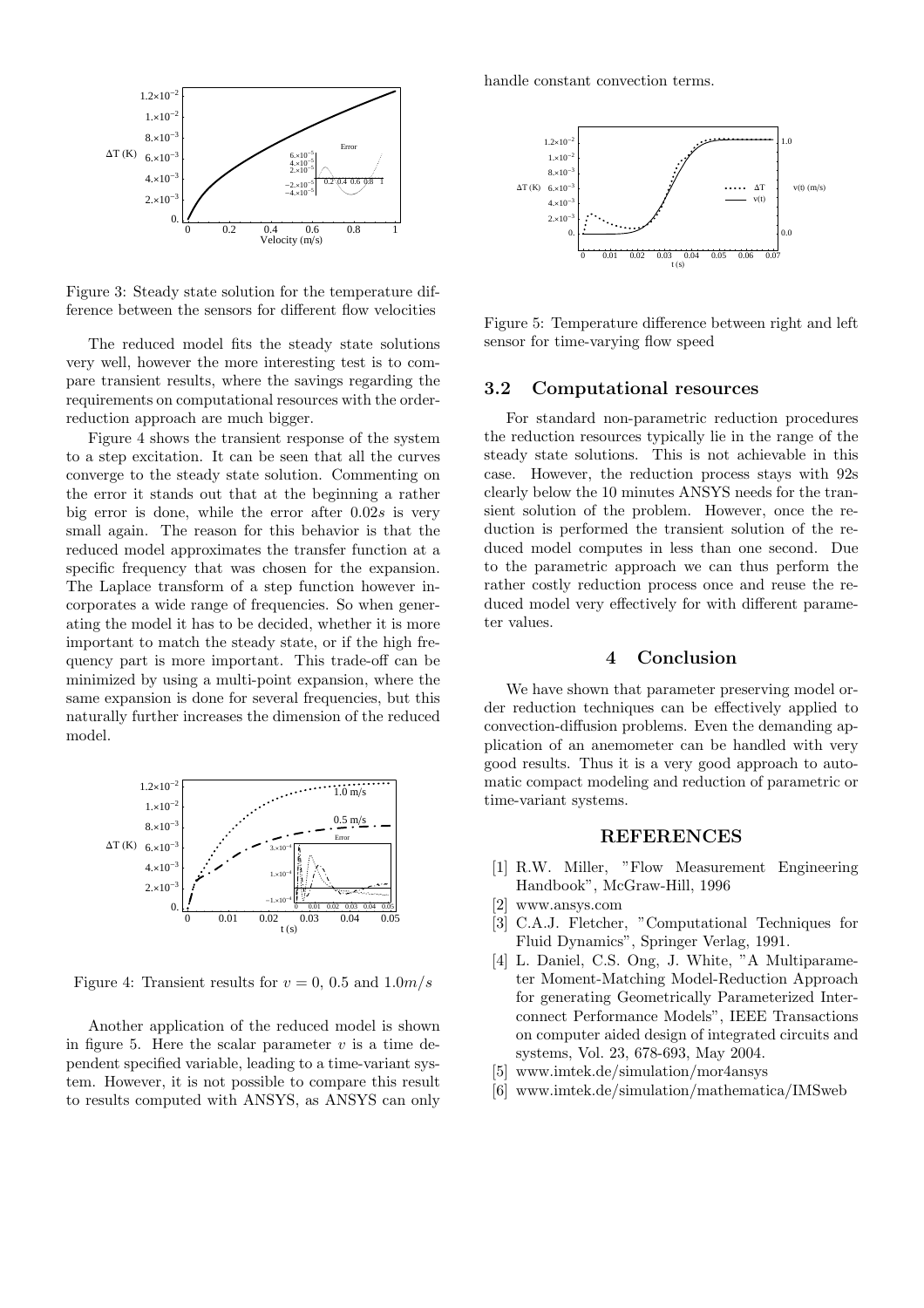1.2×10⁻²
1.×10⁻²
8.×10⁻³
ΔT (K) 6.×10⁻³
4.×10⁻³
2.×10⁻³
0.
0 0.2 0.4 0.6 0.8 1
Velocity (m/s)

Error
6.×10⁻⁵
4.×10⁻⁵
2.×10⁻⁵
−2.×10⁻⁵
−4.×10⁻⁵
0.2 0.4 0.6 0.8 1

Figure 3: Steady state solution for the temperature difference between the sensors for different flow velocities

The reduced model fits the steady state solutions very well, however the more interesting test is to compare transient results, where the savings regarding the requirements on computational resources with the order-reduction approach are much bigger.

Figure 4 shows the transient response of the system to a step excitation. It can be seen that all the curves converge to the steady state solution. Commenting on the error it stands out that at the beginning a rather big error is done, while the error after $0.02s$ is very small again. The reason for this behavior is that the reduced model approximates the transfer function at a specific frequency that was chosen for the expansion. The Laplace transform of a step function however incorporates a wide range of frequencies. So when generating the model it has to be decided, whether it is more important to match the steady state, or if the high frequency part is more important. This trade-off can be minimized by using a multi-point expansion, where the same expansion is done for several frequencies, but this naturally further increases the dimension of the reduced model.

1.2×10⁻²
1.×10⁻²
8.×10⁻³
ΔT (K) 6.×10⁻³
4.×10⁻³
2.×10⁻³
0.
0 0.01 0.02 0.03 0.04 0.05
t (s)
1.0 m/s
0.5 m/s

Error
3.×10⁻⁴
1.×10⁻⁴
−1.×10⁻⁴
0 0.01 0.02 0.03 0.04 0.05

Figure 4: Transient results for $v = 0$, 0.5 and $1.0m/s$

Another application of the reduced model is shown in figure 5. Here the scalar parameter $v$ is a time dependent specified variable, leading to a time-variant system. However, it is not possible to compare this result to results computed with ANSYS, as ANSYS can only handle constant convection terms.

1.2×10⁻²
1.×10⁻²
8.×10⁻³
ΔT (K) 6.×10⁻³
4.×10⁻³
2.×10⁻³
0.
0 0.01 0.02 0.03 0.04 0.05 0.06 0.07
t (s)
ΔT
v(t)
v(t) (m/s)
1.0
0.0

Figure 5: Temperature difference between right and left sensor for time-varying flow speed

## 3.2 Computational resources

For standard non-parametric reduction procedures the reduction resources typically lie in the range of the steady state solutions. This is not achievable in this case. However, the reduction process stays with 92s clearly below the 10 minutes ANSYS needs for the transient solution of the problem. However, once the reduction is performed the transient solution of the reduced model computes in less than one second. Due to the parametric approach we can thus perform the rather costly reduction process once and reuse the reduced model very effectively for with different parameter values.

# 4 Conclusion

We have shown that parameter preserving model order reduction techniques can be effectively applied to convection-diffusion problems. Even the demanding application of an anemometer can be handled with very good results. Thus it is a very good approach to automatic compact modeling and reduction of parametric or time-variant systems.

# REFERENCES

[1] R.W. Miller, "Flow Measurement Engineering Handbook", McGraw-Hill, 1996

[2] www.ansys.com

[3] C.A.J. Fletcher, "Computational Techniques for Fluid Dynamics", Springer Verlag, 1991.

[4] L. Daniel, C.S. Ong, J. White, "A Multiparameter Moment-Matching Model-Reduction Approach for generating Geometrically Parameterized Interconnect Performance Models", IEEE Transactions on computer aided design of integrated circuits and systems, Vol. 23, 678-693, May 2004.

[5] www.imtek.de/simulation/mor4ansys

[6] www.imtek.de/simulation/mathematica/IMSweb